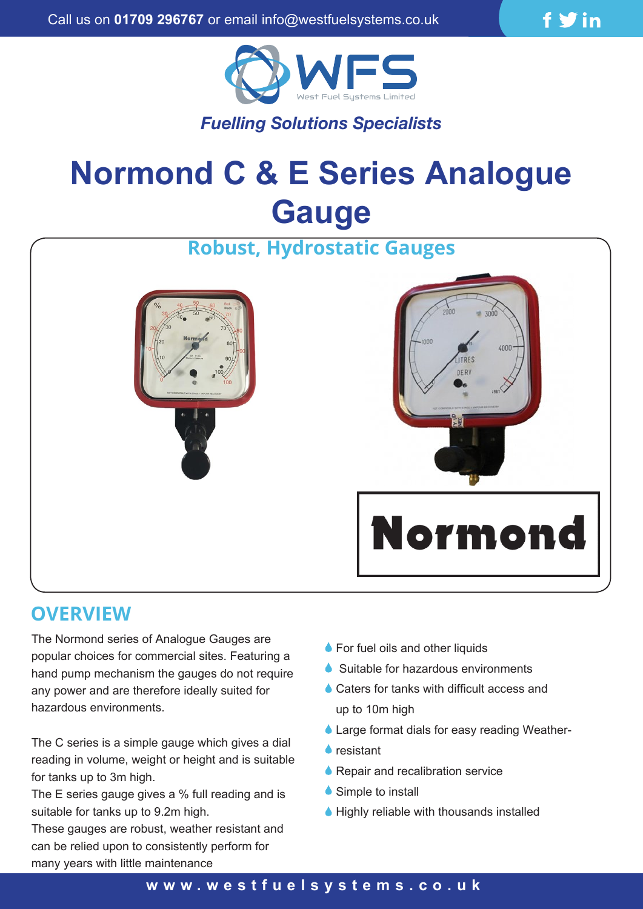Call us on **01709 296767** or email info@westfuelsystems.co.uk

WFS
West Fuel Systems Limited

*Fuelling Solutions Specialists*

# Normond C & E Series Analogue Gauge

## Robust, Hydrostatic Gauges

Normond

## OVERVIEW

The Normond series of Analogue Gauges are popular choices for commercial sites. Featuring a hand pump mechanism the gauges do not require any power and are therefore ideally suited for hazardous environments.

The C series is a simple gauge which gives a dial reading in volume, weight or height and is suitable for tanks up to 3m high.
The E series gauge gives a % full reading and is suitable for tanks up to 9.2m high.
These gauges are robust, weather resistant and can be relied upon to consistently perform for many years with little maintenance

- For fuel oils and other liquids
- Suitable for hazardous environments
- Caters for tanks with difficult access and up to 10m high
- Large format dials for easy reading Weather-
- resistant
- Repair and recalibration service
- Simple to install
- Highly reliable with thousands installed

www.westfuelsystems.co.uk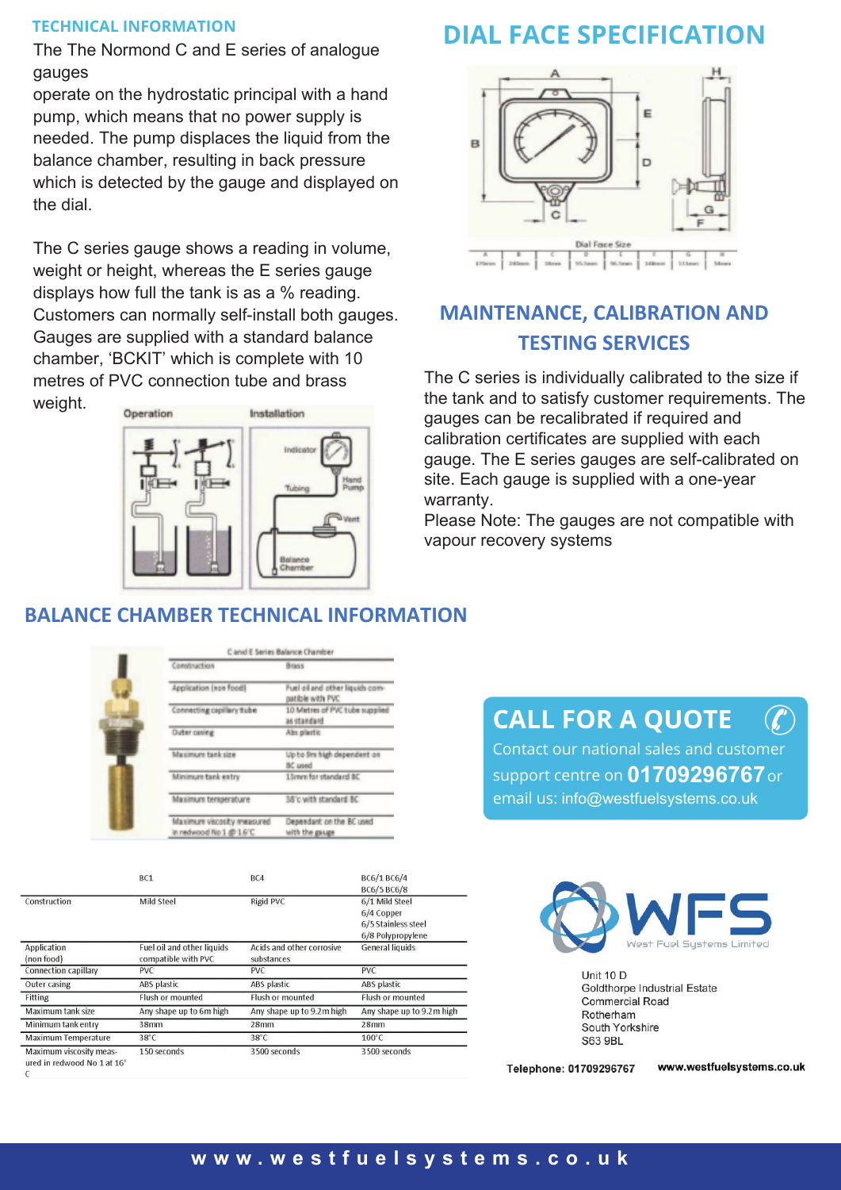## TECHNICAL INFORMATION

The The Normond C and E series of analogue gauges operate on the hydrostatic principal with a hand pump, which means that no power supply is needed. The pump displaces the liquid from the balance chamber, resulting in back pressure which is detected by the gauge and displayed on the dial.

The C series gauge shows a reading in volume, weight or height, whereas the E series gauge displays how full the tank is as a % reading. Customers can normally self-install both gauges. Gauges are supplied with a standard balance chamber, 'BCKIT' which is complete with 10 metres of PVC connection tube and brass weight.

Operation

Installation

Indicator

Hand Pump

Tubing

Vent

Balance Chamber

# DIAL FACE SPECIFICATION

Dial Face Size

| A | B | C | D | E | F | G | H |
|---|---|---|---|---|---|---|---|
| 170mm | 240mm | 38mm | 95.5mm | 96.5mm | 148mm | 111mm | 56mm |

## MAINTENANCE, CALIBRATION AND TESTING SERVICES

The C series is individually calibrated to the size if the tank and to satisfy customer requirements. The gauges can be recalibrated if required and calibration certificates are supplied with each gauge. The E series gauges are self-calibrated on site. Each gauge is supplied with a one-year warranty.

Please Note: The gauges are not compatible with vapour recovery systems

## BALANCE CHAMBER TECHNICAL INFORMATION

| C and E Series Balance Chamber | |
|---|---|
| Construction | Brass |
| Application (non food) | Fuel oil and other liquids compatible with PVC |
| Connecting capillary tube | 10 Metres of PVC tube supplied as standard |
| Outer casing | Abs plastic |
| Maximum tank size | Up to 9m high dependent on BC used |
| Minimum tank entry | 13mm for standard BC |
| Maximum temperature | 38°c with standard BC |
| Maximum viscosity measured in redwood No 1 @ 16°C | Dependant on the BC used with the gauge |

| | BC1 | BC4 | BC6/1 BC6/4 BC6/5 BC6/8 |
|---|---|---|---|
| Construction | Mild Steel | Rigid PVC | 6/1 Mild Steel<br>6/4 Copper<br>6/5 Stainless steel<br>6/8 Polypropylene |
| Application (non food) | Fuel oil and other liquids compatible with PVC | Acids and other corrosive substances | General liquids |
| Connection capillary | PVC | PVC | PVC |
| Outer casing | ABS plastic | ABS plastic | ABS plastic |
| Fitting | Flush or mounted | Flush or mounted | Flush or mounted |
| Maximum tank size | Any shape up to 6m high | Any shape up to 9.2m high | Any shape up to 9.2m high |
| Minimum tank entry | 38mm | 28mm | 28mm |
| Maximum Temperature | 38°C | 38°C | 100°C |
| Maximum viscosity measured in redwood No 1 at 16° C | 150 seconds | 3500 seconds | 3500 seconds |

## CALL FOR A QUOTE

Contact our national sales and customer support centre on **01709296767** or email us: info@westfuelsystems.co.uk

WFS
West Fuel Systems Limited

Unit 10 D
Goldthorpe Industrial Estate
Commercial Road
Rotherham
South Yorkshire
S63 9BL

**Telephone: 01709296767** **www.westfuelsystems.co.uk**

**www.westfuelsystems.co.uk**